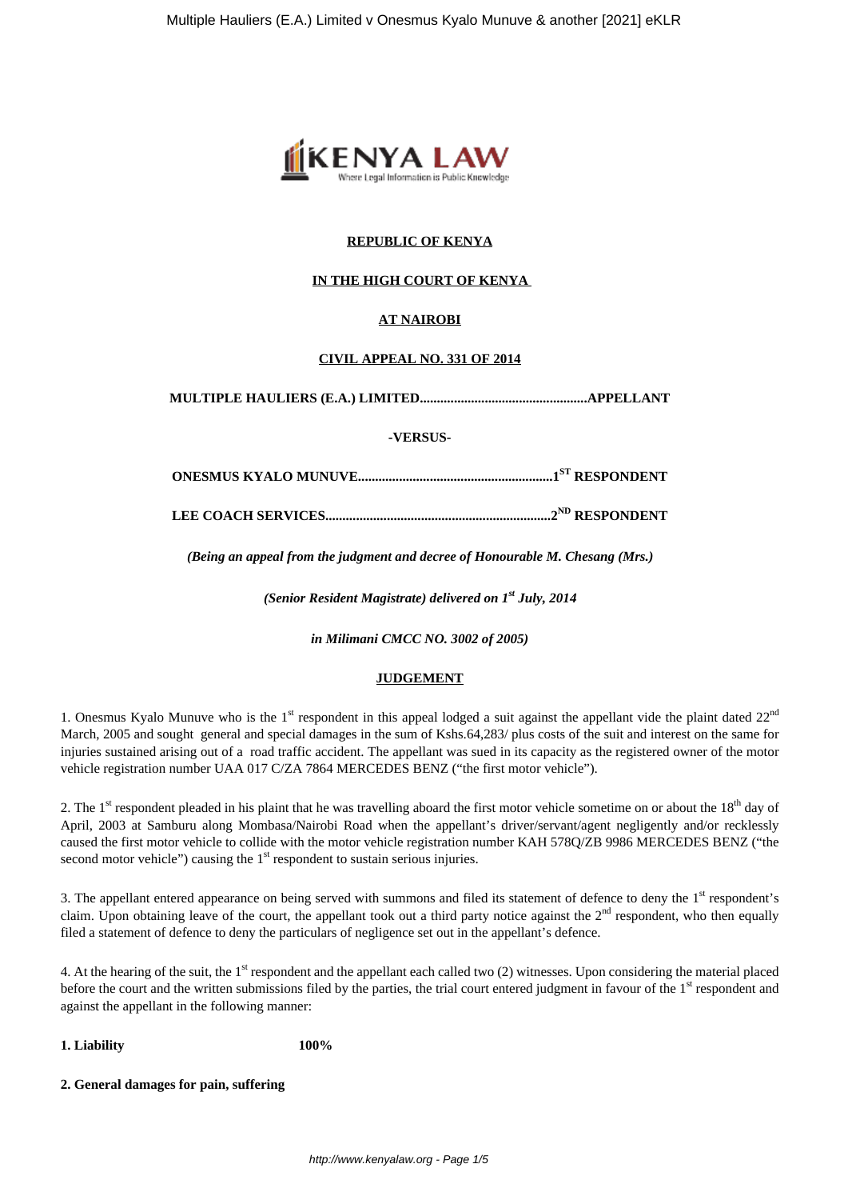**REPUBLIC OF KENYA**

**IN THE HIGH COURT OF KENYA**

**AT NAIROBI**

**CIVIL APPEAL NO. 331 OF 2014**

**MULTIPLE HAULIERS (E.A.) LIMITED................................................APPELLANT**

**-VERSUS-**

**ONESMUS KYALO MUNUVE........................................................1ST RESPONDENT**

**LEE COACH SERVICES.................................................................2ND RESPONDENT**

*(Being an appeal from the judgment and decree of Honourable M. Chesang (Mrs.)*

*(Senior Resident Magistrate) delivered on 1st July, 2014*

*in Milimani CMCC NO. 3002 of 2005)*

**JUDGEMENT**

1. Onesmus Kyalo Munuve who is the 1st respondent in this appeal lodged a suit against the appellant vide the plaint dated 22nd March, 2005 and sought general and special damages in the sum of Kshs.64,283/ plus costs of the suit and interest on the same for injuries sustained arising out of a road traffic accident. The appellant was sued in its capacity as the registered owner of the motor vehicle registration number UAA 017 C/ZA 7864 MERCEDES BENZ ("the first motor vehicle").

2. The 1st respondent pleaded in his plaint that he was travelling aboard the first motor vehicle sometime on or about the 18th day of April, 2003 at Samburu along Mombasa/Nairobi Road when the appellant's driver/servant/agent negligently and/or recklessly caused the first motor vehicle to collide with the motor vehicle registration number KAH 578Q/ZB 9986 MERCEDES BENZ ("the second motor vehicle") causing the 1st respondent to sustain serious injuries.

3. The appellant entered appearance on being served with summons and filed its statement of defence to deny the 1st respondent's claim. Upon obtaining leave of the court, the appellant took out a third party notice against the 2nd respondent, who then equally filed a statement of defence to deny the particulars of negligence set out in the appellant's defence.

4. At the hearing of the suit, the 1st respondent and the appellant each called two (2) witnesses. Upon considering the material placed before the court and the written submissions filed by the parties, the trial court entered judgment in favour of the 1st respondent and against the appellant in the following manner:

**1. Liability 100%**

**2. General damages for pain, suffering**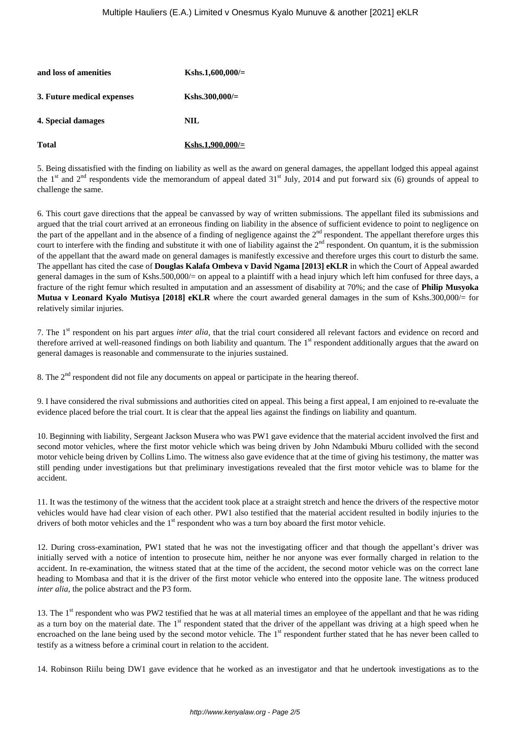| **and loss of amenities** | **Kshs.1,600,000/=** |
|---|---|
| **3. Future medical expenses** | **Kshs.300,000/=** |
| **4. Special damages** | **NIL** |
| **Total** | **<u>Kshs.1,900,000/=</u>** |

5. Being dissatisfied with the finding on liability as well as the award on general damages, the appellant lodged this appeal against the 1st and 2nd respondents vide the memorandum of appeal dated 31st July, 2014 and put forward six (6) grounds of appeal to challenge the same.

6. This court gave directions that the appeal be canvassed by way of written submissions. The appellant filed its submissions and argued that the trial court arrived at an erroneous finding on liability in the absence of sufficient evidence to point to negligence on the part of the appellant and in the absence of a finding of negligence against the 2nd respondent. The appellant therefore urges this court to interfere with the finding and substitute it with one of liability against the 2nd respondent. On quantum, it is the submission of the appellant that the award made on general damages is manifestly excessive and therefore urges this court to disturb the same. The appellant has cited the case of **Douglas Kalafa Ombeva v David Ngama [2013] eKLR** in which the Court of Appeal awarded general damages in the sum of Kshs.500,000/= on appeal to a plaintiff with a head injury which left him confused for three days, a fracture of the right femur which resulted in amputation and an assessment of disability at 70%; and the case of **Philip Musyoka Mutua v Leonard Kyalo Mutisya [2018] eKLR** where the court awarded general damages in the sum of Kshs.300,000/= for relatively similar injuries.

7. The 1st respondent on his part argues *inter alia*, that the trial court considered all relevant factors and evidence on record and therefore arrived at well-reasoned findings on both liability and quantum. The 1st respondent additionally argues that the award on general damages is reasonable and commensurate to the injuries sustained.

8. The 2nd respondent did not file any documents on appeal or participate in the hearing thereof.

9. I have considered the rival submissions and authorities cited on appeal. This being a first appeal, I am enjoined to re-evaluate the evidence placed before the trial court. It is clear that the appeal lies against the findings on liability and quantum.

10. Beginning with liability, Sergeant Jackson Musera who was PW1 gave evidence that the material accident involved the first and second motor vehicles, where the first motor vehicle which was being driven by John Ndambuki Mburu collided with the second motor vehicle being driven by Collins Limo. The witness also gave evidence that at the time of giving his testimony, the matter was still pending under investigations but that preliminary investigations revealed that the first motor vehicle was to blame for the accident.

11. It was the testimony of the witness that the accident took place at a straight stretch and hence the drivers of the respective motor vehicles would have had clear vision of each other. PW1 also testified that the material accident resulted in bodily injuries to the drivers of both motor vehicles and the 1st respondent who was a turn boy aboard the first motor vehicle.

12. During cross-examination, PW1 stated that he was not the investigating officer and that though the appellant's driver was initially served with a notice of intention to prosecute him, neither he nor anyone was ever formally charged in relation to the accident. In re-examination, the witness stated that at the time of the accident, the second motor vehicle was on the correct lane heading to Mombasa and that it is the driver of the first motor vehicle who entered into the opposite lane. The witness produced *inter alia*, the police abstract and the P3 form.

13. The 1st respondent who was PW2 testified that he was at all material times an employee of the appellant and that he was riding as a turn boy on the material date. The 1st respondent stated that the driver of the appellant was driving at a high speed when he encroached on the lane being used by the second motor vehicle. The 1st respondent further stated that he has never been called to testify as a witness before a criminal court in relation to the accident.

14. Robinson Riilu being DW1 gave evidence that he worked as an investigator and that he undertook investigations as to the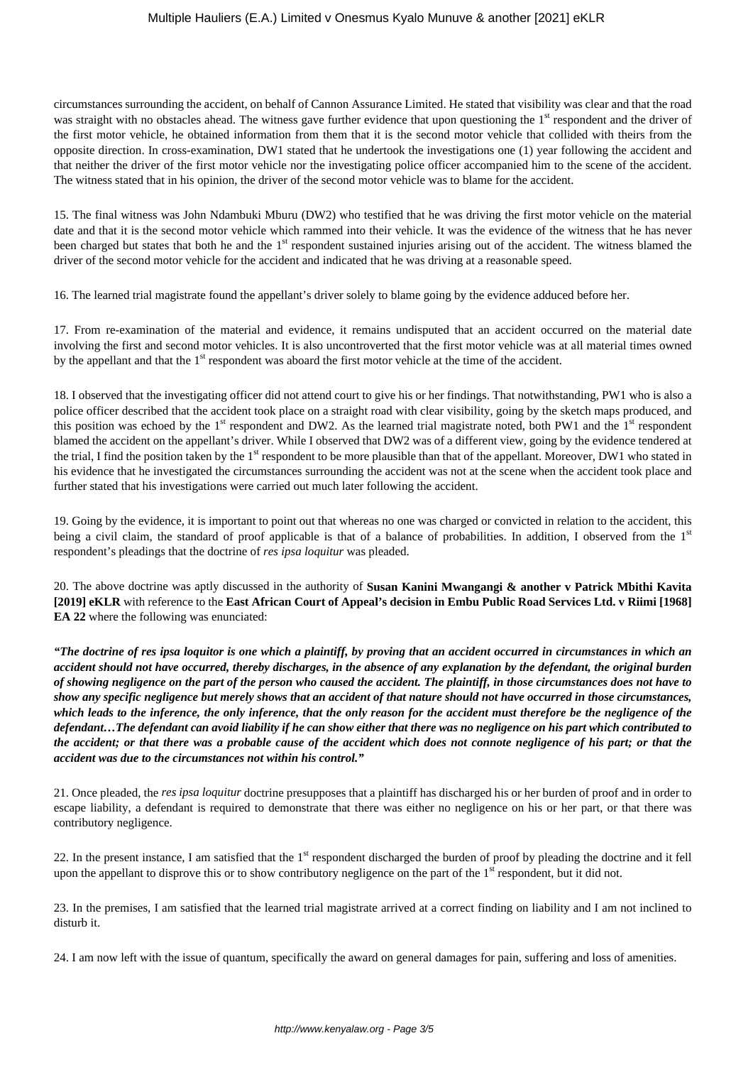circumstances surrounding the accident, on behalf of Cannon Assurance Limited. He stated that visibility was clear and that the road was straight with no obstacles ahead. The witness gave further evidence that upon questioning the 1st respondent and the driver of the first motor vehicle, he obtained information from them that it is the second motor vehicle that collided with theirs from the opposite direction. In cross-examination, DW1 stated that he undertook the investigations one (1) year following the accident and that neither the driver of the first motor vehicle nor the investigating police officer accompanied him to the scene of the accident. The witness stated that in his opinion, the driver of the second motor vehicle was to blame for the accident.

15. The final witness was John Ndambuki Mburu (DW2) who testified that he was driving the first motor vehicle on the material date and that it is the second motor vehicle which rammed into their vehicle. It was the evidence of the witness that he has never been charged but states that both he and the 1st respondent sustained injuries arising out of the accident. The witness blamed the driver of the second motor vehicle for the accident and indicated that he was driving at a reasonable speed.

16. The learned trial magistrate found the appellant's driver solely to blame going by the evidence adduced before her.

17. From re-examination of the material and evidence, it remains undisputed that an accident occurred on the material date involving the first and second motor vehicles. It is also uncontroverted that the first motor vehicle was at all material times owned by the appellant and that the 1st respondent was aboard the first motor vehicle at the time of the accident.

18. I observed that the investigating officer did not attend court to give his or her findings. That notwithstanding, PW1 who is also a police officer described that the accident took place on a straight road with clear visibility, going by the sketch maps produced, and this position was echoed by the 1st respondent and DW2. As the learned trial magistrate noted, both PW1 and the 1st respondent blamed the accident on the appellant's driver. While I observed that DW2 was of a different view, going by the evidence tendered at the trial, I find the position taken by the 1st respondent to be more plausible than that of the appellant. Moreover, DW1 who stated in his evidence that he investigated the circumstances surrounding the accident was not at the scene when the accident took place and further stated that his investigations were carried out much later following the accident.

19. Going by the evidence, it is important to point out that whereas no one was charged or convicted in relation to the accident, this being a civil claim, the standard of proof applicable is that of a balance of probabilities. In addition, I observed from the 1st respondent's pleadings that the doctrine of *res ipsa loquitur* was pleaded.

20. The above doctrine was aptly discussed in the authority of **Susan Kanini Mwangangi & another v Patrick Mbithi Kavita [2019] eKLR** with reference to the **East African Court of Appeal's decision in Embu Public Road Services Ltd. v Riimi [1968] EA 22** where the following was enunciated:

***"The doctrine of res ipsa loquitor is one which a plaintiff, by proving that an accident occurred in circumstances in which an accident should not have occurred, thereby discharges, in the absence of any explanation by the defendant, the original burden of showing negligence on the part of the person who caused the accident. The plaintiff, in those circumstances does not have to show any specific negligence but merely shows that an accident of that nature should not have occurred in those circumstances, which leads to the inference, the only inference, that the only reason for the accident must therefore be the negligence of the defendant…The defendant can avoid liability if he can show either that there was no negligence on his part which contributed to the accident; or that there was a probable cause of the accident which does not connote negligence of his part; or that the accident was due to the circumstances not within his control."***

21. Once pleaded, the *res ipsa loquitur* doctrine presupposes that a plaintiff has discharged his or her burden of proof and in order to escape liability, a defendant is required to demonstrate that there was either no negligence on his or her part, or that there was contributory negligence.

22. In the present instance, I am satisfied that the 1st respondent discharged the burden of proof by pleading the doctrine and it fell upon the appellant to disprove this or to show contributory negligence on the part of the 1st respondent, but it did not.

23. In the premises, I am satisfied that the learned trial magistrate arrived at a correct finding on liability and I am not inclined to disturb it.

24. I am now left with the issue of quantum, specifically the award on general damages for pain, suffering and loss of amenities.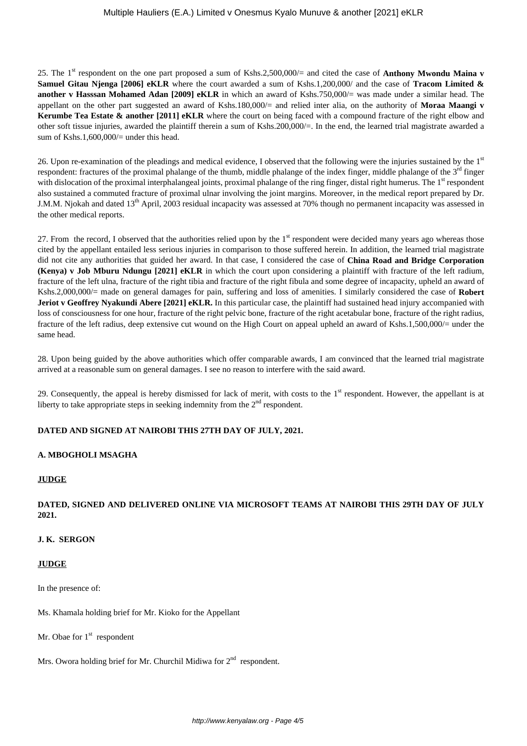25. The 1st respondent on the one part proposed a sum of Kshs.2,500,000/= and cited the case of **Anthony Mwondu Maina v Samuel Gitau Njenga [2006] eKLR** where the court awarded a sum of Kshs.1,200,000/ and the case of **Tracom Limited & another v Hasssan Mohamed Adan [2009] eKLR** in which an award of Kshs.750,000/= was made under a similar head. The appellant on the other part suggested an award of Kshs.180,000/= and relied inter alia, on the authority of **Moraa Maangi v Kerumbe Tea Estate & another [2011] eKLR** where the court on being faced with a compound fracture of the right elbow and other soft tissue injuries, awarded the plaintiff therein a sum of Kshs.200,000/=. In the end, the learned trial magistrate awarded a sum of Kshs.1,600,000/= under this head.

26. Upon re-examination of the pleadings and medical evidence, I observed that the following were the injuries sustained by the 1st respondent: fractures of the proximal phalange of the thumb, middle phalange of the index finger, middle phalange of the 3rd finger with dislocation of the proximal interphalangeal joints, proximal phalange of the ring finger, distal right humerus. The 1st respondent also sustained a commuted fracture of proximal ulnar involving the joint margins. Moreover, in the medical report prepared by Dr. J.M.M. Njokah and dated 13th April, 2003 residual incapacity was assessed at 70% though no permanent incapacity was assessed in the other medical reports.

27. From the record, I observed that the authorities relied upon by the 1st respondent were decided many years ago whereas those cited by the appellant entailed less serious injuries in comparison to those suffered herein. In addition, the learned trial magistrate did not cite any authorities that guided her award. In that case, I considered the case of **China Road and Bridge Corporation (Kenya) v Job Mburu Ndungu [2021] eKLR** in which the court upon considering a plaintiff with fracture of the left radium, fracture of the left ulna, fracture of the right tibia and fracture of the right fibula and some degree of incapacity, upheld an award of Kshs.2,000,000/= made on general damages for pain, suffering and loss of amenities. I similarly considered the case of **Robert Jeriot v Geoffrey Nyakundi Abere [2021] eKLR.** In this particular case, the plaintiff had sustained head injury accompanied with loss of consciousness for one hour, fracture of the right pelvic bone, fracture of the right acetabular bone, fracture of the right radius, fracture of the left radius, deep extensive cut wound on the High Court on appeal upheld an award of Kshs.1,500,000/= under the same head.

28. Upon being guided by the above authorities which offer comparable awards, I am convinced that the learned trial magistrate arrived at a reasonable sum on general damages. I see no reason to interfere with the said award.

29. Consequently, the appeal is hereby dismissed for lack of merit, with costs to the 1st respondent. However, the appellant is at liberty to take appropriate steps in seeking indemnity from the 2nd respondent.

**DATED AND SIGNED AT NAIROBI THIS 27TH DAY OF JULY, 2021.**

**A. MBOGHOLI MSAGHA**

**JUDGE**

**DATED, SIGNED AND DELIVERED ONLINE VIA MICROSOFT TEAMS AT NAIROBI THIS 29TH DAY OF JULY 2021.**

**J. K. SERGON**

**JUDGE**

In the presence of:

Ms. Khamala holding brief for Mr. Kioko for the Appellant

Mr. Obae for 1st respondent

Mrs. Owora holding brief for Mr. Churchil Midiwa for 2nd respondent.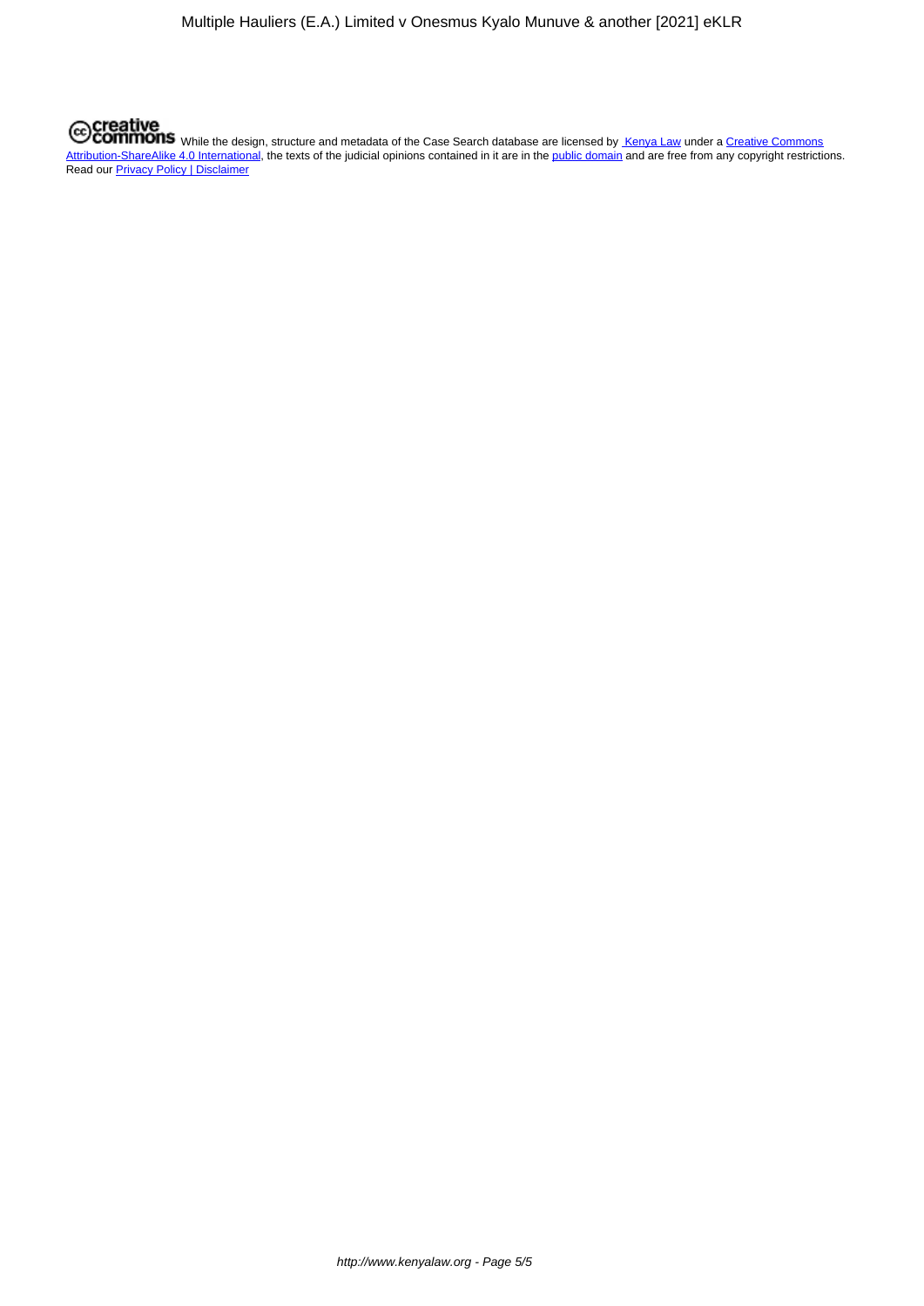While the design, structure and metadata of the Case Search database are licensed by Kenya Law under a Creative Commons Attribution-ShareAlike 4.0 International, the texts of the judicial opinions contained in it are in the public domain and are free from any copyright restrictions. Read our Privacy Policy | Disclaimer